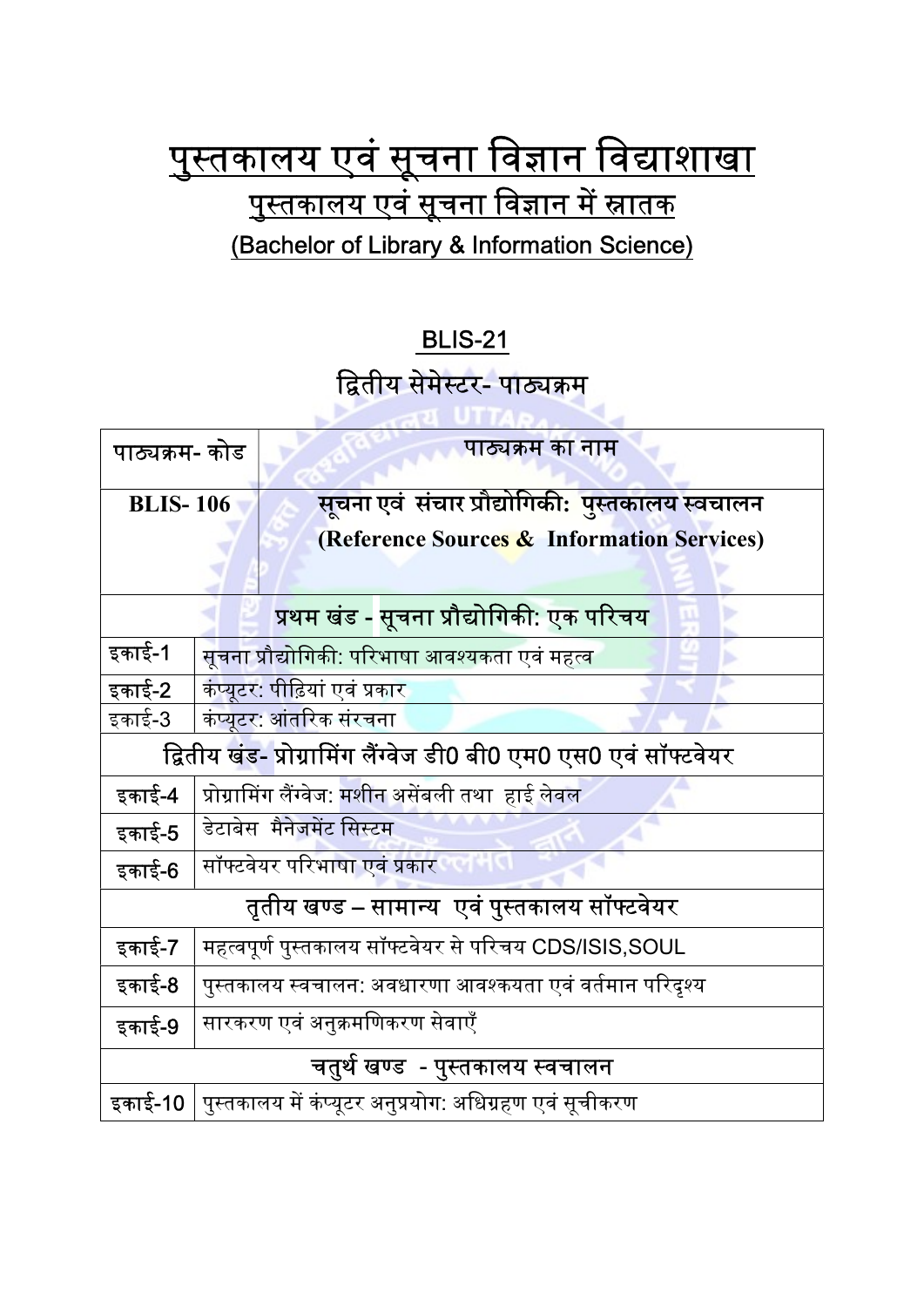# पुस्तकालय एवं सूचना विज्ञान विद्याशाखा

## पुस्तकालय एवं सूचना विज्ञान में स्नातक

## (Bachelor of Library & Information Science)

### BLIS-21

### द्वितीय सेमेस्टर- पाठ्यक्रम

| पाठ्यक्रम- कोड | पाठ्यक्रम का नाम |
|---|---|
| **BLIS- 106** | **सूचना एवं संचार प्रौद्योगिकी: पुस्तकालय स्वचालन (Reference Sources & Information Services)** |
| **प्रथम खंड - सूचना प्रौद्योगिकी: एक परिचय** | |
| इकाई-1 | सूचना प्रौद्योगिकी: परिभाषा आवश्यकता एवं महत्व |
| इकाई-2 | कंप्यूटर: पीढ़ियां एवं प्रकार |
| इकाई-3 | कंप्यूटर: आंतरिक संरचना |
| **द्वितीय खंड- प्रोग्रामिंग लैंग्वेज डी0 बी0 एम0 एस0 एवं सॉफ्टवेयर** | |
| इकाई-4 | प्रोग्रामिंग लैंग्वेज: मशीन असेंबली तथा हाई लेवल |
| इकाई-5 | डेटाबेस मैनेजमेंट सिस्टम |
| इकाई-6 | सॉफ्टवेयर परिभाषा एवं प्रकार |
| **तृतीय खण्ड – सामान्य एवं पुस्तकालय सॉफ्टवेयर** | |
| इकाई-7 | महत्वपूर्ण पुस्तकालय सॉफ्टवेयर से परिचय CDS/ISIS,SOUL |
| इकाई-8 | पुस्तकालय स्वचालन: अवधारणा आवश्कयता एवं वर्तमान परिदृश्य |
| इकाई-9 | सारकरण एवं अनुक्रमणिकरण सेवाएँ |
| **चतुर्थ खण्ड - पुस्तकालय स्वचालन** | |
| इकाई-10 | पुस्तकालय में कंप्यूटर अनुप्रयोग: अधिग्रहण एवं सूचीकरण |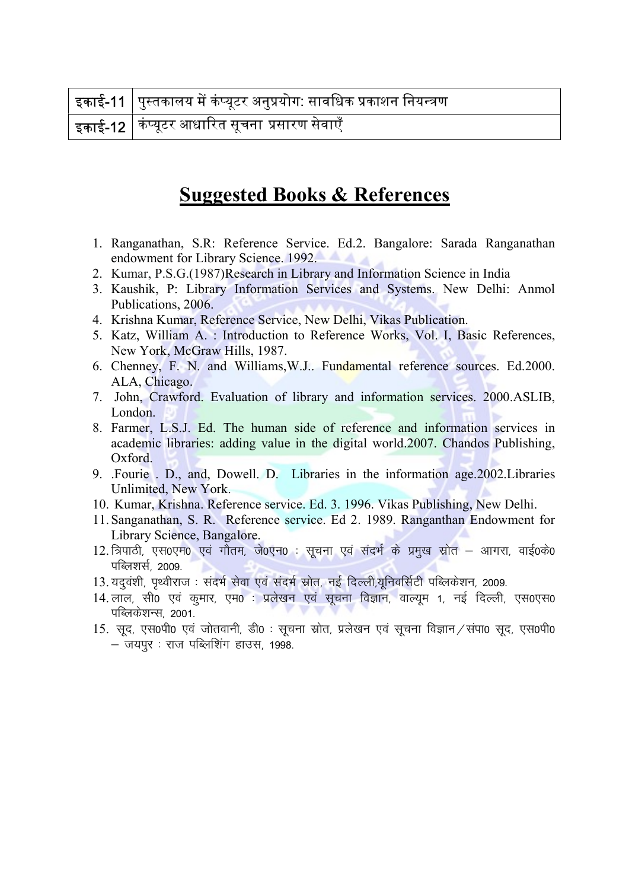| | |
|---|---|
| इकाई-11 | पुस्तकालय में कंप्यूटर अनुप्रयोग: सावधिक प्रकाशन नियन्त्रण |
| इकाई-12 | कंप्यूटर आधारित सूचना प्रसारण सेवाएँ |

## Suggested Books & References

1. Ranganathan, S.R: Reference Service. Ed.2. Bangalore: Sarada Ranganathan endowment for Library Science. 1992.
2. Kumar, P.S.G.(1987)Research in Library and Information Science in India
3. Kaushik, P: Library Information Services and Systems. New Delhi: Anmol Publications, 2006.
4. Krishna Kumar, Reference Service, New Delhi, Vikas Publication.
5. Katz, William A. : Introduction to Reference Works, Vol. I, Basic References, New York, McGraw Hills, 1987.
6. Chenney, F. N. and Williams,W.J.. Fundamental reference sources. Ed.2000. ALA, Chicago.
7. John, Crawford. Evaluation of library and information services. 2000.ASLIB, London.
8. Farmer, L.S.J. Ed. The human side of reference and information services in academic libraries: adding value in the digital world.2007. Chandos Publishing, Oxford.
9. .Fourie . D., and, Dowell. D. Libraries in the information age.2002.Libraries Unlimited, New York.
10. Kumar, Krishna. Reference service. Ed. 3. 1996. Vikas Publishing, New Delhi.
11. Sanganathan, S. R. Reference service. Ed 2. 1989. Ranganthan Endowment for Library Science, Bangalore.
12. त्रिपाठी, एस0एम0 एवं गौतम, जे0एन0 : सूचना एवं संदर्भ के प्रमुख स्रोत – आगरा, वाई0के0 पब्लिशर्स, 2009.
13. यदुवंशी, पृथ्वीराज : संदर्भ सेवा एवं संदर्भ स्रोत, नई दिल्ली,यूनिवर्सिटी पब्लिकेशन, 2009.
14. लाल, सी0 एवं कुमार, एम0 : प्रलेखन एवं सूचना विज्ञान, वाल्यूम 1, नई दिल्ली, एस0एस0 पब्लिकेशन्स, 2001.
15. सूद, एस0पी0 एवं जोतवानी, डी0 : सूचना स्रोत, प्रलेखन एवं सूचना विज्ञान/संपा0 सूद, एस0पी0 – जयपुर : राज पब्लिशिंग हाउस, 1998.